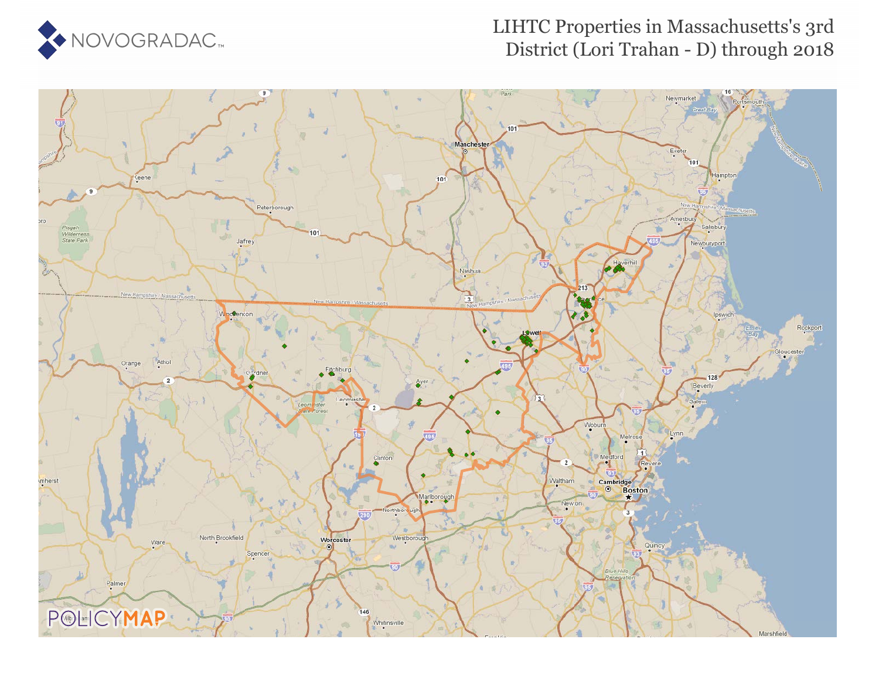NOVOGRADAC

# LIHTC Properties in Massachusetts's 3rd District (Lori Trahan - D) through 2018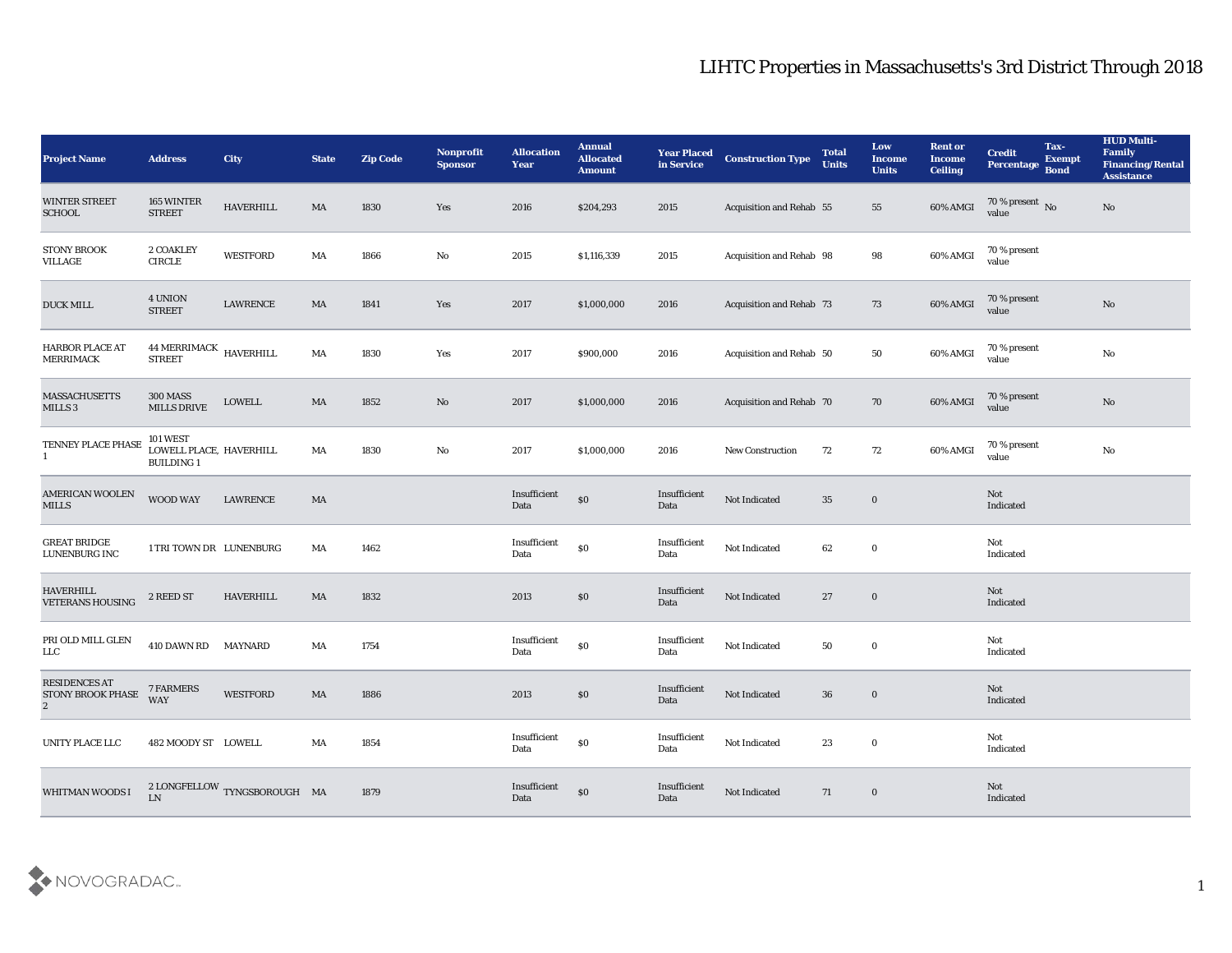# LIHTC Properties in Massachusetts's 3rd District Through 2018

| Project Name | Address | City | State | Zip Code | Nonprofit Sponsor | Allocation Year | Annual Allocated Amount | Year Placed in Service | Construction Type | Total Units | Low Income Units | Rent or Income Ceiling | Credit Percentage | Tax-Exempt Bond | HUD Multi-Family Financing/Rental Assistance |
|---|---|---|---|---|---|---|---|---|---|---|---|---|---|---|---|
| WINTER STREET SCHOOL | 165 WINTER STREET | HAVERHILL | MA | 1830 | Yes | 2016 | $204,293 | 2015 | Acquisition and Rehab | 55 | 55 | 60% AMGI | 70 % present value | No | No |
| STONY BROOK VILLAGE | 2 COAKLEY CIRCLE | WESTFORD | MA | 1866 | No | 2015 | $1,116,339 | 2015 | Acquisition and Rehab | 98 | 98 | 60% AMGI | 70 % present value | | |
| DUCK MILL | 4 UNION STREET | LAWRENCE | MA | 1841 | Yes | 2017 | $1,000,000 | 2016 | Acquisition and Rehab | 73 | 73 | 60% AMGI | 70 % present value | | No |
| HARBOR PLACE AT MERRIMACK | 44 MERRIMACK STREET | HAVERHILL | MA | 1830 | Yes | 2017 | $900,000 | 2016 | Acquisition and Rehab | 50 | 50 | 60% AMGI | 70 % present value | | No |
| MASSACHUSETTS MILLS 3 | 300 MASS MILLS DRIVE | LOWELL | MA | 1852 | No | 2017 | $1,000,000 | 2016 | Acquisition and Rehab | 70 | 70 | 60% AMGI | 70 % present value | | No |
| TENNEY PLACE PHASE 1 | 101 WEST LOWELL PLACE, BUILDING 1 | HAVERHILL | MA | 1830 | No | 2017 | $1,000,000 | 2016 | New Construction | 72 | 72 | 60% AMGI | 70 % present value | | No |
| AMERICAN WOOLEN MILLS | WOOD WAY | LAWRENCE | MA | | | Insufficient Data | $0 | Insufficient Data | Not Indicated | 35 | 0 | | Not Indicated | | |
| GREAT BRIDGE LUNENBURG INC | 1 TRI TOWN DR | LUNENBURG | MA | 1462 | | Insufficient Data | $0 | Insufficient Data | Not Indicated | 62 | 0 | | Not Indicated | | |
| HAVERHILL VETERANS HOUSING | 2 REED ST | HAVERHILL | MA | 1832 | | 2013 | $0 | Insufficient Data | Not Indicated | 27 | 0 | | Not Indicated | | |
| PRI OLD MILL GLEN LLC | 410 DAWN RD | MAYNARD | MA | 1754 | | Insufficient Data | $0 | Insufficient Data | Not Indicated | 50 | 0 | | Not Indicated | | |
| RESIDENCES AT STONY BROOK PHASE 2 | 7 FARMERS WAY | WESTFORD | MA | 1886 | | 2013 | $0 | Insufficient Data | Not Indicated | 36 | 0 | | Not Indicated | | |
| UNITY PLACE LLC | 482 MOODY ST | LOWELL | MA | 1854 | | Insufficient Data | $0 | Insufficient Data | Not Indicated | 23 | 0 | | Not Indicated | | |
| WHITMAN WOODS I | 2 LONGFELLOW LN | TYNGSBOROUGH | MA | 1879 | | Insufficient Data | $0 | Insufficient Data | Not Indicated | 71 | 0 | | Not Indicated | | |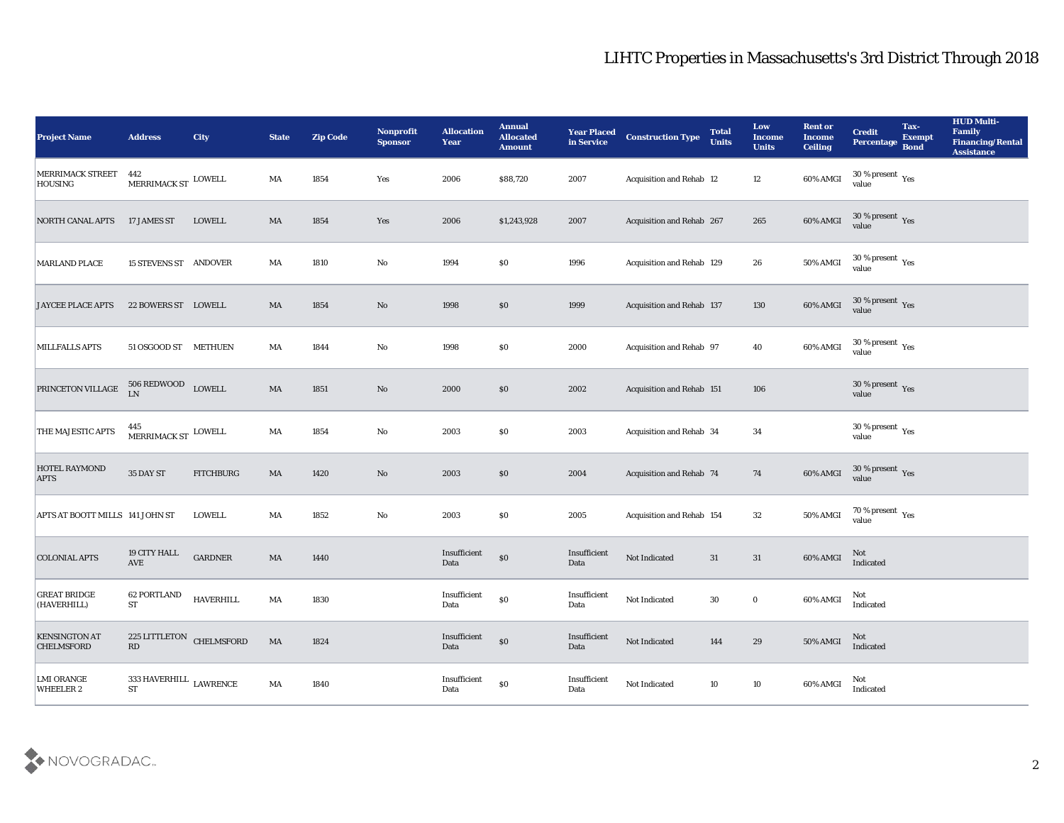## LIHTC Properties in Massachusetts's 3rd District Through 2018

| Project Name | Address | City | State | Zip Code | Nonprofit Sponsor | Allocation Year | Annual Allocated Amount | Year Placed in Service | Construction Type | Total Units | Low Income Units | Rent or Income Ceiling | Credit Percentage | Tax-Exempt Bond | HUD Multi-Family Financing/Rental Assistance |
|---|---|---|---|---|---|---|---|---|---|---|---|---|---|---|---|
| MERRIMACK STREET HOUSING | 442 MERRIMACK ST | LOWELL | MA | 1854 | Yes | 2006 | $88,720 | 2007 | Acquisition and Rehab | 12 | 12 | 60% AMGI | 30 % present value | Yes | |
| NORTH CANAL APTS | 17 JAMES ST | LOWELL | MA | 1854 | Yes | 2006 | $1,243,928 | 2007 | Acquisition and Rehab | 267 | 265 | 60% AMGI | 30 % present value | Yes | |
| MARLAND PLACE | 15 STEVENS ST | ANDOVER | MA | 1810 | No | 1994 | $0 | 1996 | Acquisition and Rehab | 129 | 26 | 50% AMGI | 30 % present value | Yes | |
| JAYCEE PLACE APTS | 22 BOWERS ST | LOWELL | MA | 1854 | No | 1998 | $0 | 1999 | Acquisition and Rehab | 137 | 130 | 60% AMGI | 30 % present value | Yes | |
| MILLFALLS APTS | 51 OSGOOD ST | METHUEN | MA | 1844 | No | 1998 | $0 | 2000 | Acquisition and Rehab | 97 | 40 | 60% AMGI | 30 % present value | Yes | |
| PRINCETON VILLAGE | 506 REDWOOD LN | LOWELL | MA | 1851 | No | 2000 | $0 | 2002 | Acquisition and Rehab | 151 | 106 | | 30 % present value | Yes | |
| THE MAJESTIC APTS | 445 MERRIMACK ST | LOWELL | MA | 1854 | No | 2003 | $0 | 2003 | Acquisition and Rehab | 34 | 34 | | 30 % present value | Yes | |
| HOTEL RAYMOND APTS | 35 DAY ST | FITCHBURG | MA | 1420 | No | 2003 | $0 | 2004 | Acquisition and Rehab | 74 | 74 | 60% AMGI | 30 % present value | Yes | |
| APTS AT BOOTT MILLS | 141 JOHN ST | LOWELL | MA | 1852 | No | 2003 | $0 | 2005 | Acquisition and Rehab | 154 | 32 | 50% AMGI | 70 % present value | Yes | |
| COLONIAL APTS | 19 CITY HALL AVE | GARDNER | MA | 1440 | | Insufficient Data | $0 | Insufficient Data | Not Indicated | 31 | 31 | 60% AMGI | Not Indicated | | |
| GREAT BRIDGE (HAVERHILL) | 62 PORTLAND ST | HAVERHILL | MA | 1830 | | Insufficient Data | $0 | Insufficient Data | Not Indicated | 30 | 0 | 60% AMGI | Not Indicated | | |
| KENSINGTON AT CHELMSFORD | 225 LITTLETON RD | CHELMSFORD | MA | 1824 | | Insufficient Data | $0 | Insufficient Data | Not Indicated | 144 | 29 | 50% AMGI | Not Indicated | | |
| LMI ORANGE WHEELER 2 | 333 HAVERHILL ST | LAWRENCE | MA | 1840 | | Insufficient Data | $0 | Insufficient Data | Not Indicated | 10 | 10 | 60% AMGI | Not Indicated | | |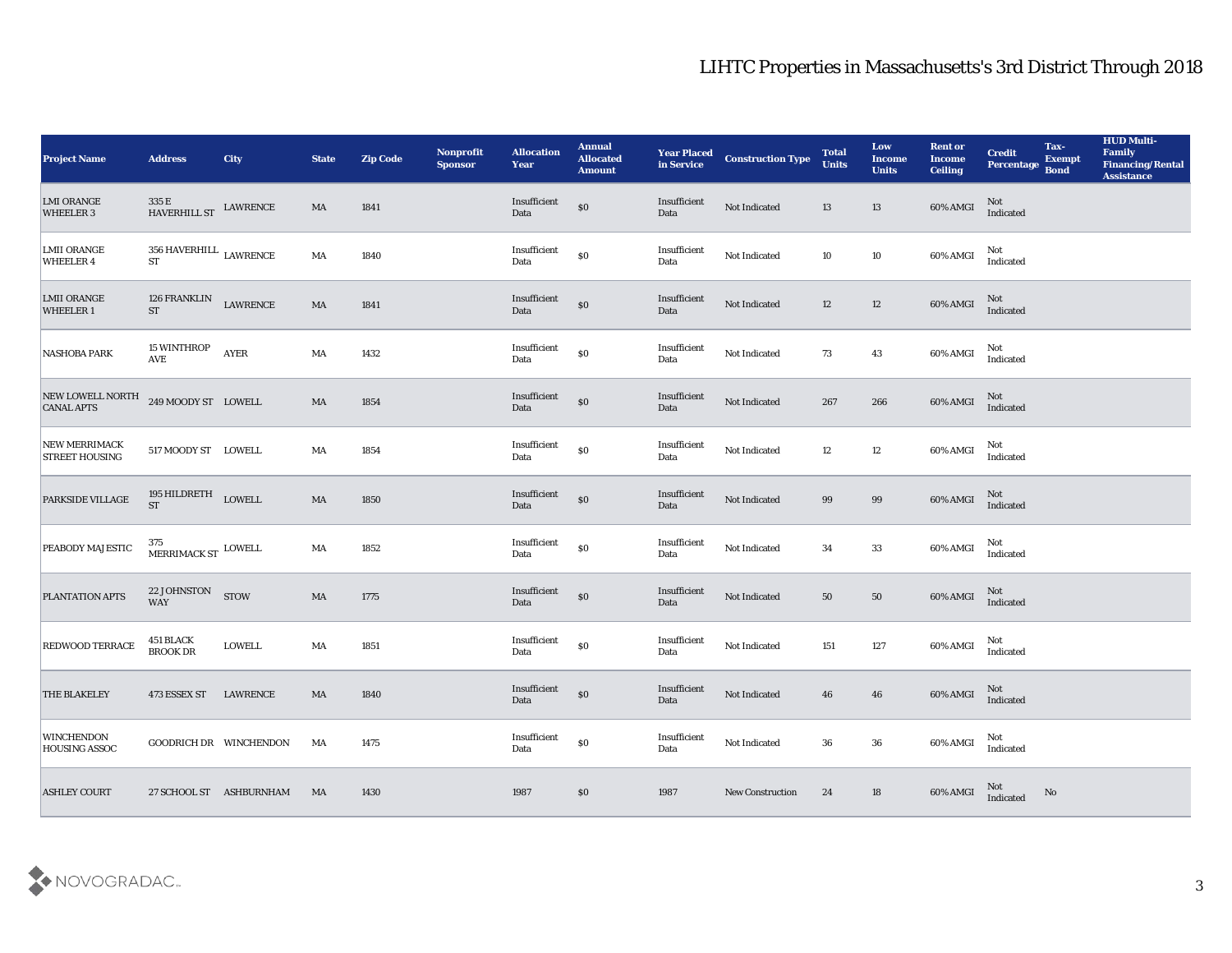## LIHTC Properties in Massachusetts's 3rd District Through 2018

| Project Name | Address | City | State | Zip Code | Nonprofit Sponsor | Allocation Year | Annual Allocated Amount | Year Placed in Service | Construction Type | Total Units | Low Income Units | Rent or Income Ceiling | Credit Percentage | Tax-Exempt Bond | HUD Multi-Family Financing/Rental Assistance |
|---|---|---|---|---|---|---|---|---|---|---|---|---|---|---|---|
| LMI ORANGE WHEELER 3 | 335 E HAVERHILL ST | LAWRENCE | MA | 1841 | | Insufficient Data | $0 | Insufficient Data | Not Indicated | 13 | 13 | 60% AMGI | Not Indicated | | |
| LMII ORANGE WHEELER 4 | 356 HAVERHILL ST | LAWRENCE | MA | 1840 | | Insufficient Data | $0 | Insufficient Data | Not Indicated | 10 | 10 | 60% AMGI | Not Indicated | | |
| LMII ORANGE WHEELER 1 | 126 FRANKLIN ST | LAWRENCE | MA | 1841 | | Insufficient Data | $0 | Insufficient Data | Not Indicated | 12 | 12 | 60% AMGI | Not Indicated | | |
| NASHOBA PARK | 15 WINTHROP AVE | AYER | MA | 1432 | | Insufficient Data | $0 | Insufficient Data | Not Indicated | 73 | 43 | 60% AMGI | Not Indicated | | |
| NEW LOWELL NORTH CANAL APTS | 249 MOODY ST | LOWELL | MA | 1854 | | Insufficient Data | $0 | Insufficient Data | Not Indicated | 267 | 266 | 60% AMGI | Not Indicated | | |
| NEW MERRIMACK STREET HOUSING | 517 MOODY ST | LOWELL | MA | 1854 | | Insufficient Data | $0 | Insufficient Data | Not Indicated | 12 | 12 | 60% AMGI | Not Indicated | | |
| PARKSIDE VILLAGE | 195 HILDRETH ST | LOWELL | MA | 1850 | | Insufficient Data | $0 | Insufficient Data | Not Indicated | 99 | 99 | 60% AMGI | Not Indicated | | |
| PEABODY MAJESTIC | 375 MERRIMACK ST | LOWELL | MA | 1852 | | Insufficient Data | $0 | Insufficient Data | Not Indicated | 34 | 33 | 60% AMGI | Not Indicated | | |
| PLANTATION APTS | 22 JOHNSTON WAY | STOW | MA | 1775 | | Insufficient Data | $0 | Insufficient Data | Not Indicated | 50 | 50 | 60% AMGI | Not Indicated | | |
| REDWOOD TERRACE | 451 BLACK BROOK DR | LOWELL | MA | 1851 | | Insufficient Data | $0 | Insufficient Data | Not Indicated | 151 | 127 | 60% AMGI | Not Indicated | | |
| THE BLAKELEY | 473 ESSEX ST | LAWRENCE | MA | 1840 | | Insufficient Data | $0 | Insufficient Data | Not Indicated | 46 | 46 | 60% AMGI | Not Indicated | | |
| WINCHENDON HOUSING ASSOC | GOODRICH DR | WINCHENDON | MA | 1475 | | Insufficient Data | $0 | Insufficient Data | Not Indicated | 36 | 36 | 60% AMGI | Not Indicated | | |
| ASHLEY COURT | 27 SCHOOL ST | ASHBURNHAM | MA | 1430 | | 1987 | $0 | 1987 | New Construction | 24 | 18 | 60% AMGI | Not Indicated | No | |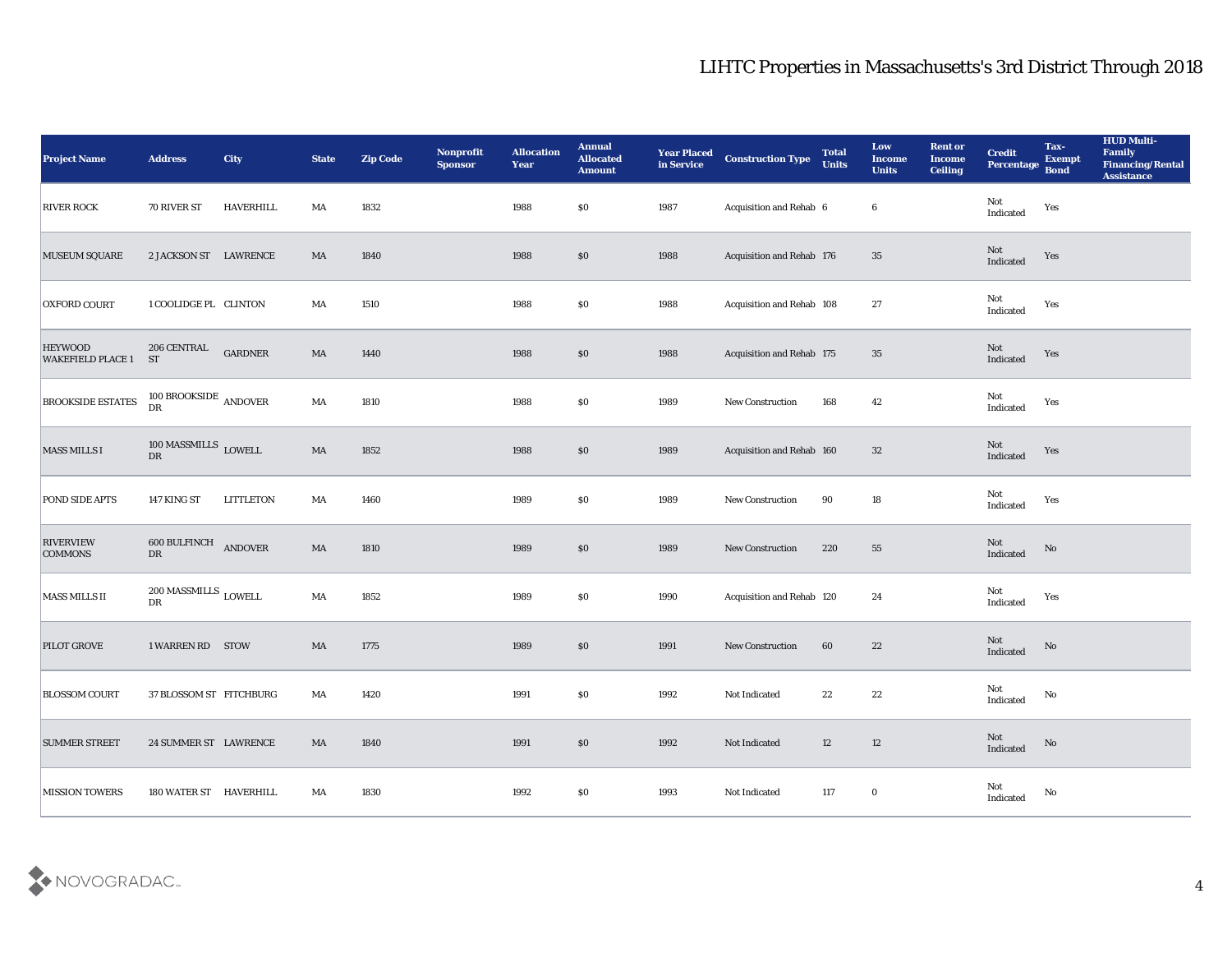# LIHTC Properties in Massachusetts's 3rd District Through 2018

| Project Name | Address | City | State | Zip Code | Nonprofit Sponsor | Allocation Year | Annual Allocated Amount | Year Placed in Service | Construction Type | Total Units | Low Income Units | Rent or Income Ceiling | Credit Percentage | Tax-Exempt Bond | HUD Multi-Family Financing/Rental Assistance |
|---|---|---|---|---|---|---|---|---|---|---|---|---|---|---|---|
| RIVER ROCK | 70 RIVER ST | HAVERHILL | MA | 1832 | | 1988 | $0 | 1987 | Acquisition and Rehab | 6 | 6 | | Not Indicated | Yes | |
| MUSEUM SQUARE | 2 JACKSON ST | LAWRENCE | MA | 1840 | | 1988 | $0 | 1988 | Acquisition and Rehab | 176 | 35 | | Not Indicated | Yes | |
| OXFORD COURT | 1 COOLIDGE PL | CLINTON | MA | 1510 | | 1988 | $0 | 1988 | Acquisition and Rehab | 108 | 27 | | Not Indicated | Yes | |
| HEYWOOD WAKEFIELD PLACE 1 | 206 CENTRAL ST | GARDNER | MA | 1440 | | 1988 | $0 | 1988 | Acquisition and Rehab | 175 | 35 | | Not Indicated | Yes | |
| BROOKSIDE ESTATES | 100 BROOKSIDE DR | ANDOVER | MA | 1810 | | 1988 | $0 | 1989 | New Construction | 168 | 42 | | Not Indicated | Yes | |
| MASS MILLS I | 100 MASSMILLS DR | LOWELL | MA | 1852 | | 1988 | $0 | 1989 | Acquisition and Rehab | 160 | 32 | | Not Indicated | Yes | |
| POND SIDE APTS | 147 KING ST | LITTLETON | MA | 1460 | | 1989 | $0 | 1989 | New Construction | 90 | 18 | | Not Indicated | Yes | |
| RIVERVIEW COMMONS | 600 BULFINCH DR | ANDOVER | MA | 1810 | | 1989 | $0 | 1989 | New Construction | 220 | 55 | | Not Indicated | No | |
| MASS MILLS II | 200 MASSMILLS DR | LOWELL | MA | 1852 | | 1989 | $0 | 1990 | Acquisition and Rehab | 120 | 24 | | Not Indicated | Yes | |
| PILOT GROVE | 1 WARREN RD | STOW | MA | 1775 | | 1989 | $0 | 1991 | New Construction | 60 | 22 | | Not Indicated | No | |
| BLOSSOM COURT | 37 BLOSSOM ST | FITCHBURG | MA | 1420 | | 1991 | $0 | 1992 | Not Indicated | 22 | 22 | | Not Indicated | No | |
| SUMMER STREET | 24 SUMMER ST | LAWRENCE | MA | 1840 | | 1991 | $0 | 1992 | Not Indicated | 12 | 12 | | Not Indicated | No | |
| MISSION TOWERS | 180 WATER ST | HAVERHILL | MA | 1830 | | 1992 | $0 | 1993 | Not Indicated | 117 | 0 | | Not Indicated | No | |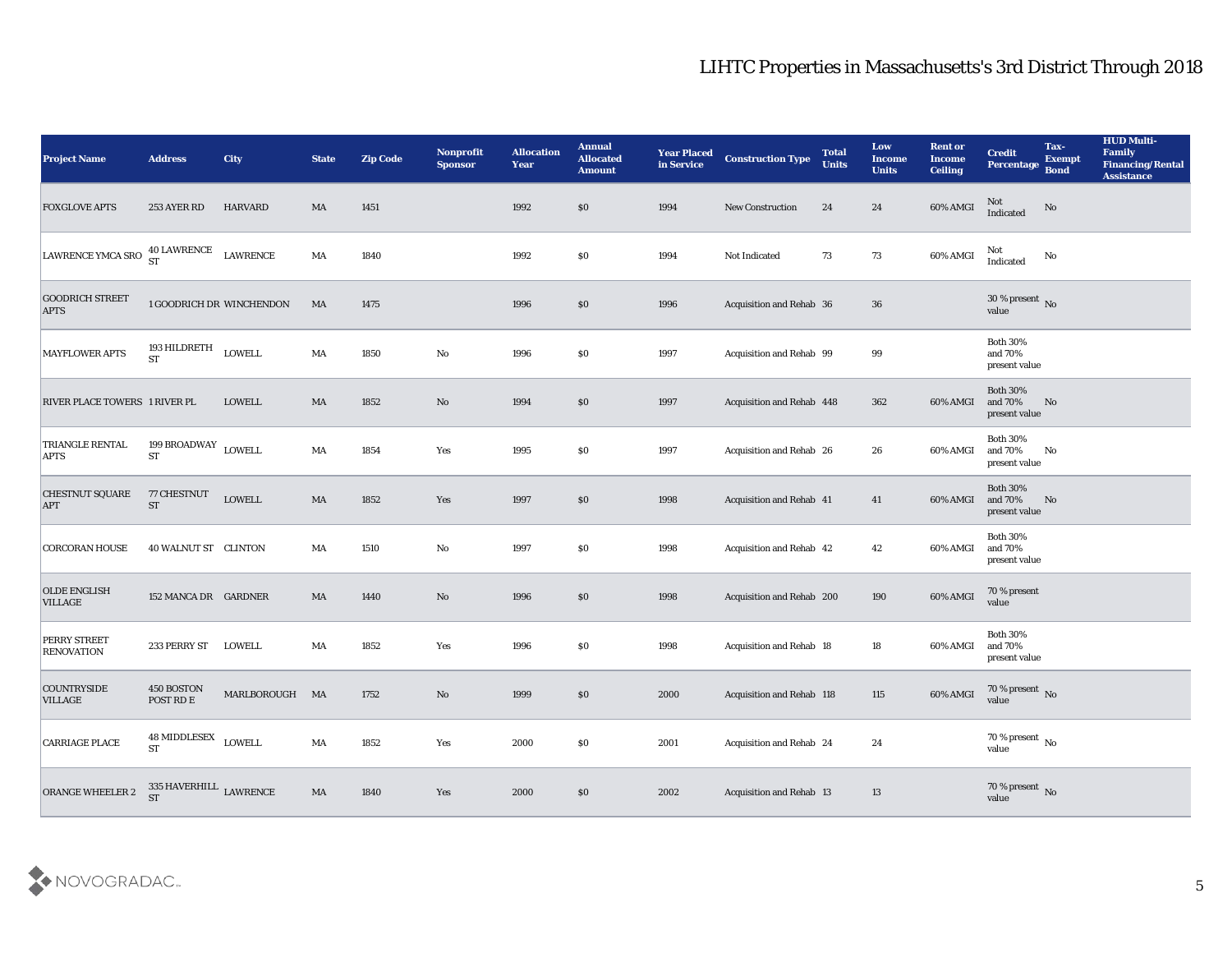# LIHTC Properties in Massachusetts's 3rd District Through 2018

| Project Name | Address | City | State | Zip Code | Nonprofit Sponsor | Allocation Year | Annual Allocated Amount | Year Placed in Service | Construction Type | Total Units | Low Income Units | Rent or Income Ceiling | Credit Percentage | Tax-Exempt Bond | HUD Multi-Family Financing/Rental Assistance |
|---|---|---|---|---|---|---|---|---|---|---|---|---|---|---|---|
| FOXGLOVE APTS | 253 AYER RD | HARVARD | MA | 1451 | | 1992 | $0 | 1994 | New Construction | 24 | 24 | 60% AMGI | Not Indicated | No | |
| LAWRENCE YMCA SRO | 40 LAWRENCE ST | LAWRENCE | MA | 1840 | | 1992 | $0 | 1994 | Not Indicated | 73 | 73 | 60% AMGI | Not Indicated | No | |
| GOODRICH STREET APTS | 1 GOODRICH DR | WINCHENDON | MA | 1475 | | 1996 | $0 | 1996 | Acquisition and Rehab | 36 | 36 | | 30 % present value | No | |
| MAYFLOWER APTS | 193 HILDRETH ST | LOWELL | MA | 1850 | No | 1996 | $0 | 1997 | Acquisition and Rehab | 99 | 99 | | Both 30% and 70% present value | | |
| RIVER PLACE TOWERS | 1 RIVER PL | LOWELL | MA | 1852 | No | 1994 | $0 | 1997 | Acquisition and Rehab | 448 | 362 | 60% AMGI | Both 30% and 70% present value | No | |
| TRIANGLE RENTAL APTS | 199 BROADWAY ST | LOWELL | MA | 1854 | Yes | 1995 | $0 | 1997 | Acquisition and Rehab | 26 | 26 | 60% AMGI | Both 30% and 70% present value | No | |
| CHESTNUT SQUARE APT | 77 CHESTNUT ST | LOWELL | MA | 1852 | Yes | 1997 | $0 | 1998 | Acquisition and Rehab | 41 | 41 | 60% AMGI | Both 30% and 70% present value | No | |
| CORCORAN HOUSE | 40 WALNUT ST | CLINTON | MA | 1510 | No | 1997 | $0 | 1998 | Acquisition and Rehab | 42 | 42 | 60% AMGI | Both 30% and 70% present value | | |
| OLDE ENGLISH VILLAGE | 152 MANCA DR | GARDNER | MA | 1440 | No | 1996 | $0 | 1998 | Acquisition and Rehab | 200 | 190 | 60% AMGI | 70 % present value | | |
| PERRY STREET RENOVATION | 233 PERRY ST | LOWELL | MA | 1852 | Yes | 1996 | $0 | 1998 | Acquisition and Rehab | 18 | 18 | 60% AMGI | Both 30% and 70% present value | | |
| COUNTRYSIDE VILLAGE | 450 BOSTON POST RD E | MARLBOROUGH | MA | 1752 | No | 1999 | $0 | 2000 | Acquisition and Rehab | 118 | 115 | 60% AMGI | 70 % present value | No | |
| CARRIAGE PLACE | 48 MIDDLESEX ST | LOWELL | MA | 1852 | Yes | 2000 | $0 | 2001 | Acquisition and Rehab | 24 | 24 | | 70 % present value | No | |
| ORANGE WHEELER 2 | 335 HAVERHILL ST | LAWRENCE | MA | 1840 | Yes | 2000 | $0 | 2002 | Acquisition and Rehab | 13 | 13 | | 70 % present value | No | |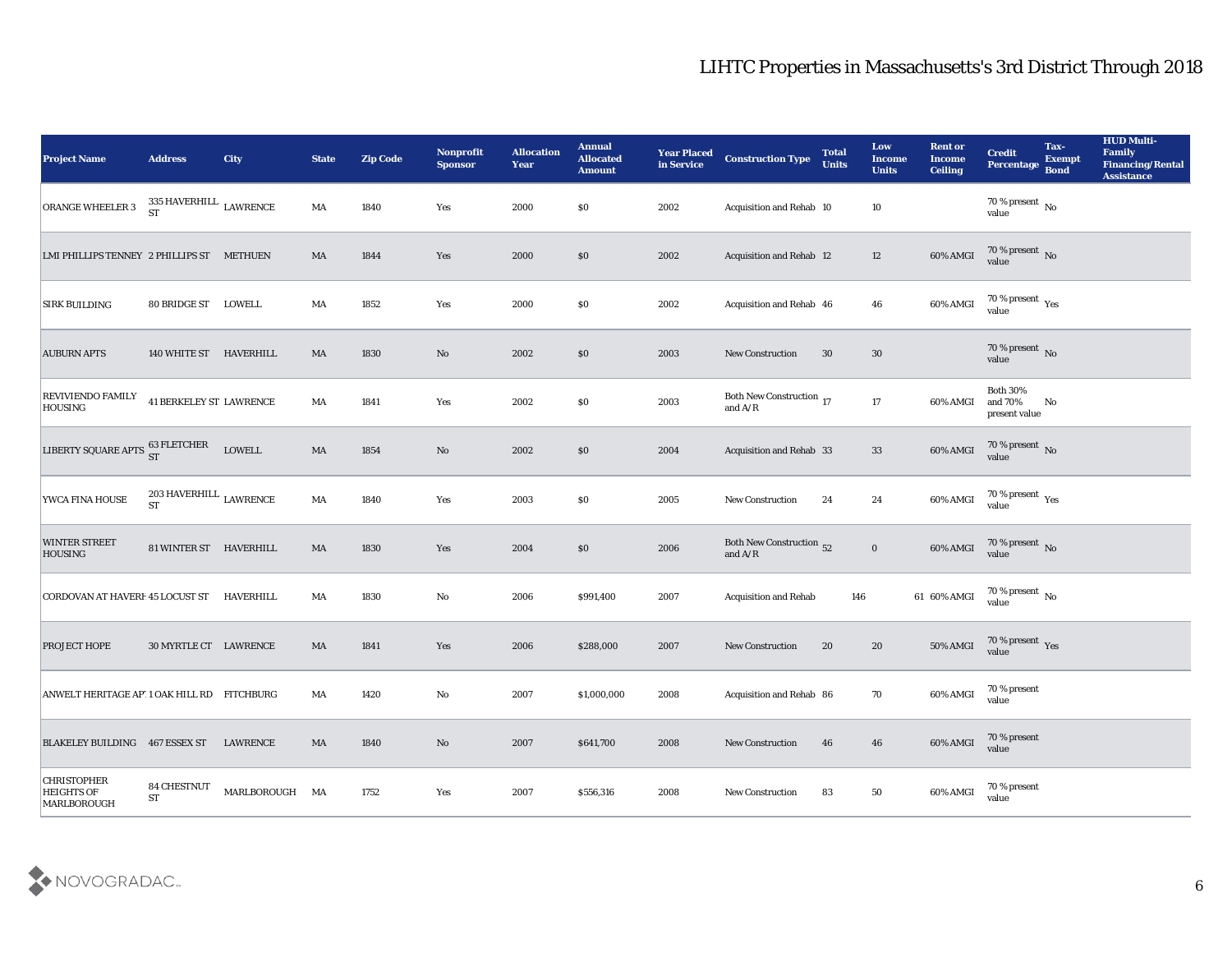# LIHTC Properties in Massachusetts's 3rd District Through 2018

| Project Name | Address | City | State | Zip Code | Nonprofit Sponsor | Allocation Year | Annual Allocated Amount | Year Placed in Service | Construction Type | Total Units | Low Income Units | Rent or Income Ceiling | Credit Percentage | Tax-Exempt Bond | HUD Multi-Family Financing/Rental Assistance |
|---|---|---|---|---|---|---|---|---|---|---|---|---|---|---|---|
| ORANGE WHEELER 3 | 335 HAVERHILL ST | LAWRENCE | MA | 1840 | Yes | 2000 | $0 | 2002 | Acquisition and Rehab | 10 | 10 | | 70 % present value | No | |
| LMI PHILLIPS TENNEY | 2 PHILLIPS ST | METHUEN | MA | 1844 | Yes | 2000 | $0 | 2002 | Acquisition and Rehab | 12 | 12 | 60% AMGI | 70 % present value | No | |
| SIRK BUILDING | 80 BRIDGE ST | LOWELL | MA | 1852 | Yes | 2000 | $0 | 2002 | Acquisition and Rehab | 46 | 46 | 60% AMGI | 70 % present value | Yes | |
| AUBURN APTS | 140 WHITE ST | HAVERHILL | MA | 1830 | No | 2002 | $0 | 2003 | New Construction | 30 | 30 | | 70 % present value | No | |
| REVIVIENDO FAMILY HOUSING | 41 BERKELEY ST | LAWRENCE | MA | 1841 | Yes | 2002 | $0 | 2003 | Both New Construction and A/R | 17 | 17 | 60% AMGI | Both 30% and 70% present value | No | |
| LIBERTY SQUARE APTS | 63 FLETCHER ST | LOWELL | MA | 1854 | No | 2002 | $0 | 2004 | Acquisition and Rehab | 33 | 33 | 60% AMGI | 70 % present value | No | |
| YWCA FINA HOUSE | 203 HAVERHILL ST | LAWRENCE | MA | 1840 | Yes | 2003 | $0 | 2005 | New Construction | 24 | 24 | 60% AMGI | 70 % present value | Yes | |
| WINTER STREET HOUSING | 81 WINTER ST | HAVERHILL | MA | 1830 | Yes | 2004 | $0 | 2006 | Both New Construction and A/R | 52 | 0 | 60% AMGI | 70 % present value | No | |
| CORDOVAN AT HAVERH | 45 LOCUST ST | HAVERHILL | MA | 1830 | No | 2006 | $991,400 | 2007 | Acquisition and Rehab | 146 | 61 | 60% AMGI | 70 % present value | No | |
| PROJECT HOPE | 30 MYRTLE CT | LAWRENCE | MA | 1841 | Yes | 2006 | $288,000 | 2007 | New Construction | 20 | 20 | 50% AMGI | 70 % present value | Yes | |
| ANWELT HERITAGE AP | 1 OAK HILL RD | FITCHBURG | MA | 1420 | No | 2007 | $1,000,000 | 2008 | Acquisition and Rehab | 86 | 70 | 60% AMGI | 70 % present value | | |
| BLAKELEY BUILDING | 467 ESSEX ST | LAWRENCE | MA | 1840 | No | 2007 | $641,700 | 2008 | New Construction | 46 | 46 | 60% AMGI | 70 % present value | | |
| CHRISTOPHER HEIGHTS OF MARLBOROUGH | 84 CHESTNUT ST | MARLBOROUGH | MA | 1752 | Yes | 2007 | $556,316 | 2008 | New Construction | 83 | 50 | 60% AMGI | 70 % present value | | |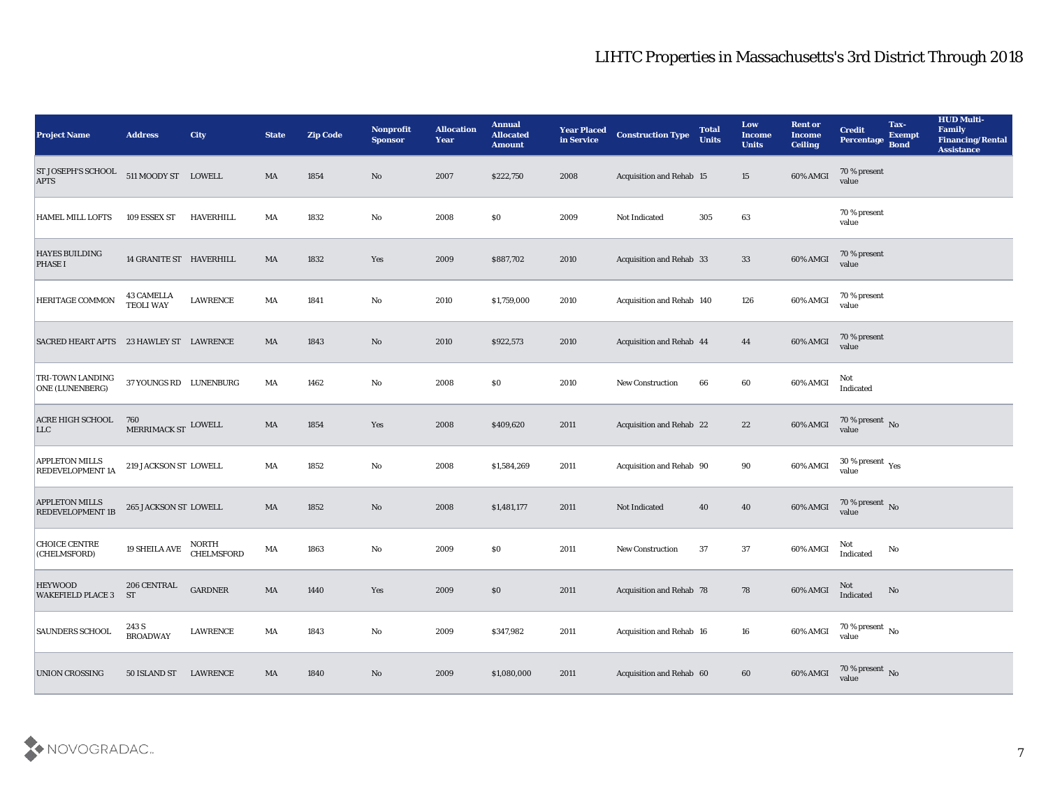# LIHTC Properties in Massachusetts's 3rd District Through 2018

| Project Name | Address | City | State | Zip Code | Nonprofit Sponsor | Allocation Year | Annual Allocated Amount | Year Placed in Service | Construction Type | Total Units | Low Income Units | Rent or Income Ceiling | Credit Percentage | Tax-Exempt Bond | HUD Multi-Family Financing/Rental Assistance |
|---|---|---|---|---|---|---|---|---|---|---|---|---|---|---|---|
| ST JOSEPH'S SCHOOL APTS | 511 MOODY ST | LOWELL | MA | 1854 | No | 2007 | $222,750 | 2008 | Acquisition and Rehab | 15 | 15 | 60% AMGI | 70 % present value | | |
| HAMEL MILL LOFTS | 109 ESSEX ST | HAVERHILL | MA | 1832 | No | 2008 | $0 | 2009 | Not Indicated | 305 | 63 | | 70 % present value | | |
| HAYES BUILDING PHASE I | 14 GRANITE ST | HAVERHILL | MA | 1832 | Yes | 2009 | $887,702 | 2010 | Acquisition and Rehab | 33 | 33 | 60% AMGI | 70 % present value | | |
| HERITAGE COMMON | 43 CAMELLA TEOLI WAY | LAWRENCE | MA | 1841 | No | 2010 | $1,759,000 | 2010 | Acquisition and Rehab | 140 | 126 | 60% AMGI | 70 % present value | | |
| SACRED HEART APTS | 23 HAWLEY ST | LAWRENCE | MA | 1843 | No | 2010 | $922,573 | 2010 | Acquisition and Rehab | 44 | 44 | 60% AMGI | 70 % present value | | |
| TRI-TOWN LANDING ONE (LUNENBERG) | 37 YOUNGS RD | LUNENBURG | MA | 1462 | No | 2008 | $0 | 2010 | New Construction | 66 | 60 | 60% AMGI | Not Indicated | | |
| ACRE HIGH SCHOOL LLC | 760 MERRIMACK ST | LOWELL | MA | 1854 | Yes | 2008 | $409,620 | 2011 | Acquisition and Rehab | 22 | 22 | 60% AMGI | 70 % present value | No | |
| APPLETON MILLS REDEVELOPMENT 1A | 219 JACKSON ST | LOWELL | MA | 1852 | No | 2008 | $1,584,269 | 2011 | Acquisition and Rehab | 90 | 90 | 60% AMGI | 30 % present value | Yes | |
| APPLETON MILLS REDEVELOPMENT 1B | 265 JACKSON ST | LOWELL | MA | 1852 | No | 2008 | $1,481,177 | 2011 | Not Indicated | 40 | 40 | 60% AMGI | 70 % present value | No | |
| CHOICE CENTRE (CHELMSFORD) | 19 SHEILA AVE | NORTH CHELMSFORD | MA | 1863 | No | 2009 | $0 | 2011 | New Construction | 37 | 37 | 60% AMGI | Not Indicated | No | |
| HEYWOOD WAKEFIELD PLACE 3 | 206 CENTRAL ST | GARDNER | MA | 1440 | Yes | 2009 | $0 | 2011 | Acquisition and Rehab | 78 | 78 | 60% AMGI | Not Indicated | No | |
| SAUNDERS SCHOOL | 243 S BROADWAY | LAWRENCE | MA | 1843 | No | 2009 | $347,982 | 2011 | Acquisition and Rehab | 16 | 16 | 60% AMGI | 70 % present value | No | |
| UNION CROSSING | 50 ISLAND ST | LAWRENCE | MA | 1840 | No | 2009 | $1,080,000 | 2011 | Acquisition and Rehab | 60 | 60 | 60% AMGI | 70 % present value | No | |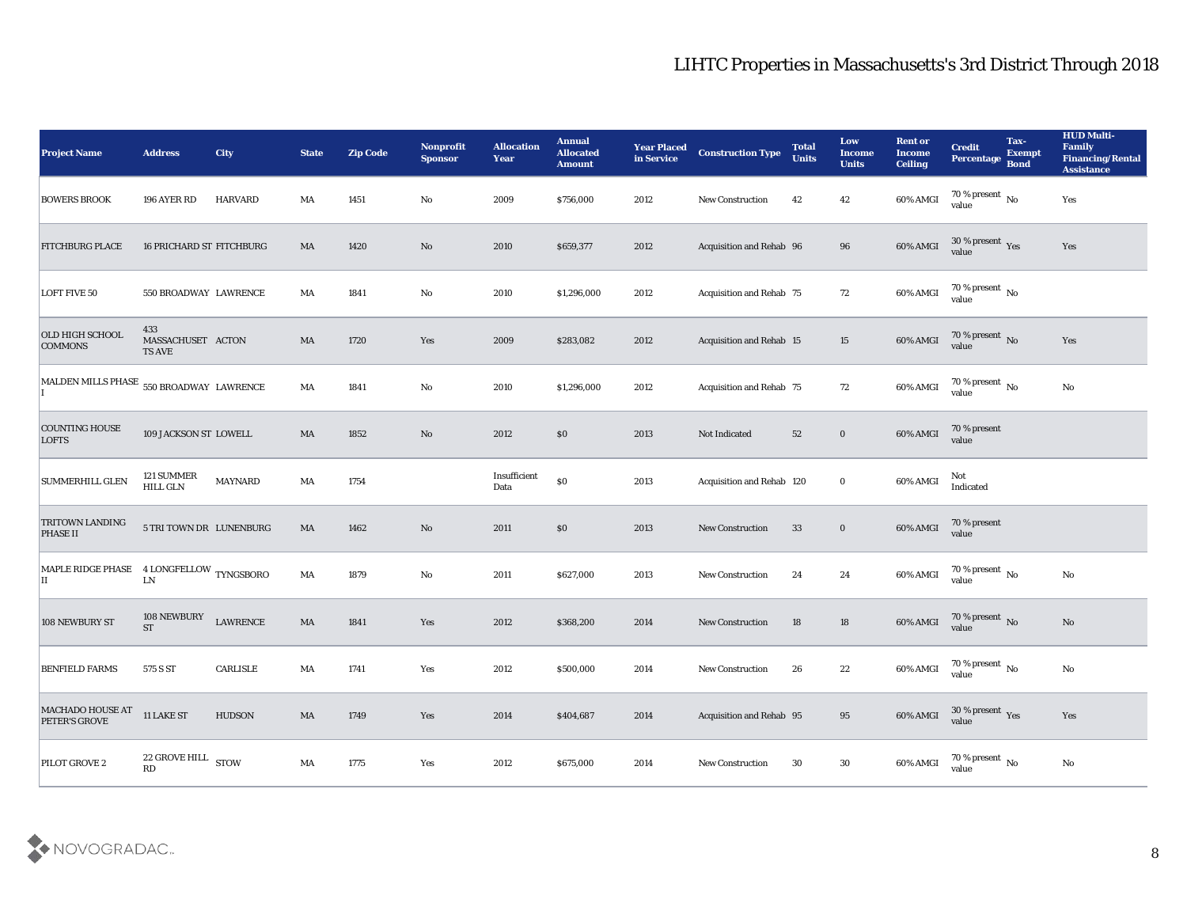# LIHTC Properties in Massachusetts's 3rd District Through 2018

| Project Name | Address | City | State | Zip Code | Nonprofit Sponsor | Allocation Year | Annual Allocated Amount | Year Placed in Service | Construction Type | Total Units | Low Income Units | Rent or Income Ceiling | Credit Percentage | Tax-Exempt Bond | HUD Multi-Family Financing/Rental Assistance |
|---|---|---|---|---|---|---|---|---|---|---|---|---|---|---|---|
| BOWERS BROOK | 196 AYER RD | HARVARD | MA | 1451 | No | 2009 | $756,000 | 2012 | New Construction | 42 | 42 | 60% AMGI | 70 % present value | No | Yes |
| FITCHBURG PLACE | 16 PRICHARD ST | FITCHBURG | MA | 1420 | No | 2010 | $659,377 | 2012 | Acquisition and Rehab | 96 | 96 | 60% AMGI | 30 % present value | Yes | Yes |
| LOFT FIVE 50 | 550 BROADWAY | LAWRENCE | MA | 1841 | No | 2010 | $1,296,000 | 2012 | Acquisition and Rehab | 75 | 72 | 60% AMGI | 70 % present value | No | |
| OLD HIGH SCHOOL COMMONS | 433 MASSACHUSETTS AVE | ACTON | MA | 1720 | Yes | 2009 | $283,082 | 2012 | Acquisition and Rehab | 15 | 15 | 60% AMGI | 70 % present value | No | Yes |
| MALDEN MILLS PHASE I | 550 BROADWAY | LAWRENCE | MA | 1841 | No | 2010 | $1,296,000 | 2012 | Acquisition and Rehab | 75 | 72 | 60% AMGI | 70 % present value | No | No |
| COUNTING HOUSE LOFTS | 109 JACKSON ST | LOWELL | MA | 1852 | No | 2012 | $0 | 2013 | Not Indicated | 52 | 0 | 60% AMGI | 70 % present value | | |
| SUMMERHILL GLEN | 121 SUMMER HILL GLN | MAYNARD | MA | 1754 | | Insufficient Data | $0 | 2013 | Acquisition and Rehab | 120 | 0 | 60% AMGI | Not Indicated | | |
| TRITOWN LANDING PHASE II | 5 TRI TOWN DR | LUNENBURG | MA | 1462 | No | 2011 | $0 | 2013 | New Construction | 33 | 0 | 60% AMGI | 70 % present value | | |
| MAPLE RIDGE PHASE II | 4 LONGFELLOW LN | TYNGSBORO | MA | 1879 | No | 2011 | $627,000 | 2013 | New Construction | 24 | 24 | 60% AMGI | 70 % present value | No | No |
| 108 NEWBURY ST | 108 NEWBURY ST | LAWRENCE | MA | 1841 | Yes | 2012 | $368,200 | 2014 | New Construction | 18 | 18 | 60% AMGI | 70 % present value | No | No |
| BENFIELD FARMS | 575 S ST | CARLISLE | MA | 1741 | Yes | 2012 | $500,000 | 2014 | New Construction | 26 | 22 | 60% AMGI | 70 % present value | No | No |
| MACHADO HOUSE AT PETER'S GROVE | 11 LAKE ST | HUDSON | MA | 1749 | Yes | 2014 | $404,687 | 2014 | Acquisition and Rehab | 95 | 95 | 60% AMGI | 30 % present value | Yes | Yes |
| PILOT GROVE 2 | 22 GROVE HILL RD | STOW | MA | 1775 | Yes | 2012 | $675,000 | 2014 | New Construction | 30 | 30 | 60% AMGI | 70 % present value | No | No |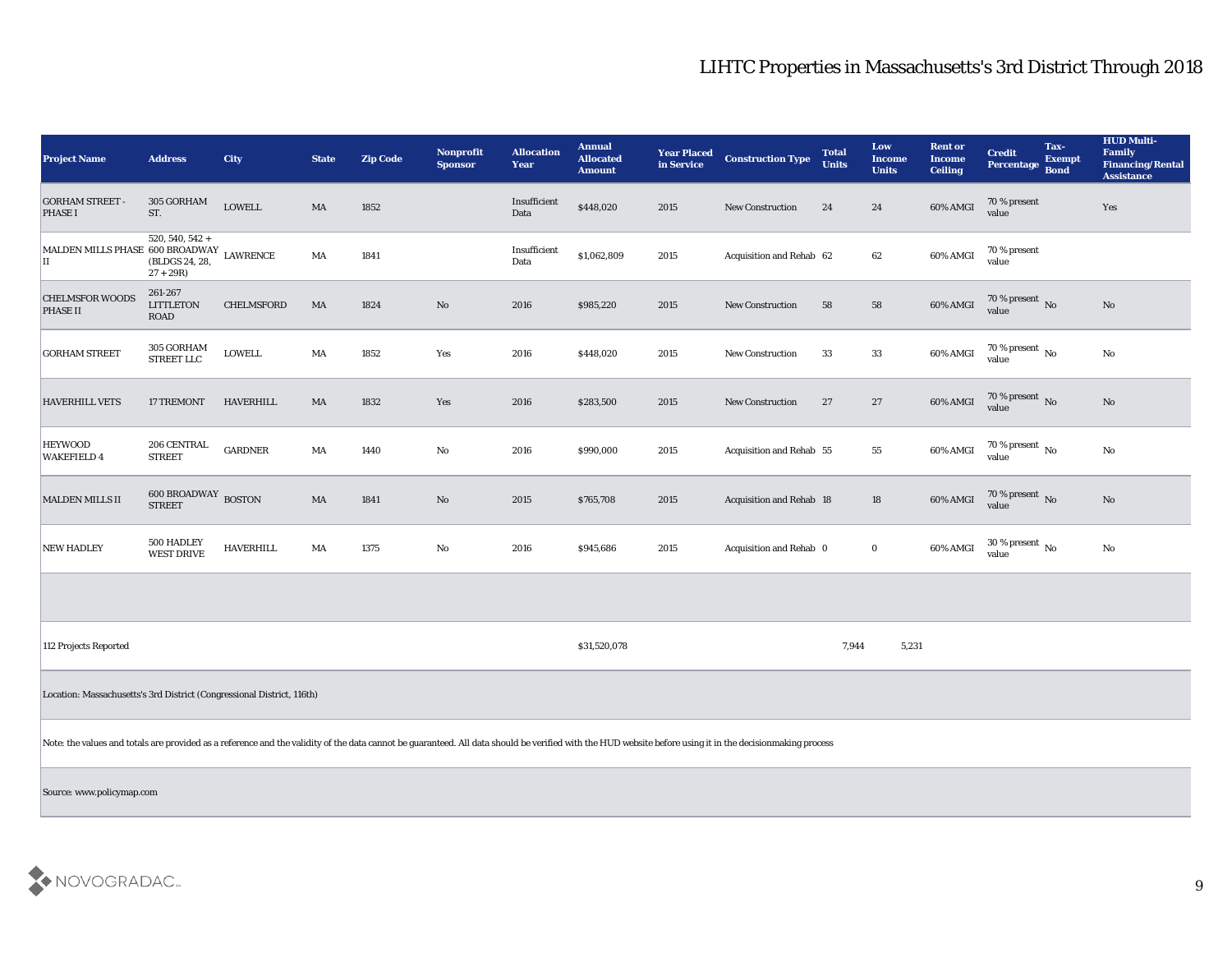# LIHTC Properties in Massachusetts's 3rd District Through 2018

| Project Name | Address | City | State | Zip Code | Nonprofit Sponsor | Allocation Year | Annual Allocated Amount | Year Placed in Service | Construction Type | Total Units | Low Income Units | Rent or Income Ceiling | Credit Percentage | Tax-Exempt Bond | HUD Multi-Family Financing/Rental Assistance |
|---|---|---|---|---|---|---|---|---|---|---|---|---|---|---|---|
| GORHAM STREET - PHASE I | 305 GORHAM ST. | LOWELL | MA | 1852 | | Insufficient Data | $448,020 | 2015 | New Construction | 24 | 24 | 60% AMGI | 70 % present value | | Yes |
| MALDEN MILLS PHASE II | 520, 540, 542 + 600 BROADWAY (BLDGS 24, 28, 27 + 29R) | LAWRENCE | MA | 1841 | | Insufficient Data | $1,062,809 | 2015 | Acquisition and Rehab | 62 | 62 | 60% AMGI | 70 % present value | | |
| CHELMSFOR WOODS PHASE II | 261-267 LITTLETON ROAD | CHELMSFORD | MA | 1824 | No | 2016 | $985,220 | 2015 | New Construction | 58 | 58 | 60% AMGI | 70 % present value | No | No |
| GORHAM STREET | 305 GORHAM STREET LLC | LOWELL | MA | 1852 | Yes | 2016 | $448,020 | 2015 | New Construction | 33 | 33 | 60% AMGI | 70 % present value | No | No |
| HAVERHILL VETS | 17 TREMONT | HAVERHILL | MA | 1832 | Yes | 2016 | $283,500 | 2015 | New Construction | 27 | 27 | 60% AMGI | 70 % present value | No | No |
| HEYWOOD WAKEFIELD 4 | 206 CENTRAL STREET | GARDNER | MA | 1440 | No | 2016 | $990,000 | 2015 | Acquisition and Rehab | 55 | 55 | 60% AMGI | 70 % present value | No | No |
| MALDEN MILLS II | 600 BROADWAY STREET | BOSTON | MA | 1841 | No | 2015 | $765,708 | 2015 | Acquisition and Rehab | 18 | 18 | 60% AMGI | 70 % present value | No | No |
| NEW HADLEY | 500 HADLEY WEST DRIVE | HAVERHILL | MA | 1375 | No | 2016 | $945,686 | 2015 | Acquisition and Rehab | 0 | 0 | 60% AMGI | 30 % present value | No | No |
| | | | | | | | | | | | | | | | |
| 112 Projects Reported | | | | | | | $31,520,078 | | | 7,944 | 5,231 | | | | |

Location: Massachusetts's 3rd District (Congressional District, 116th)

Note: the values and totals are provided as a reference and the validity of the data cannot be guaranteed. All data should be verified with the HUD website before using it in the decisionmaking process

Source: www.policymap.com